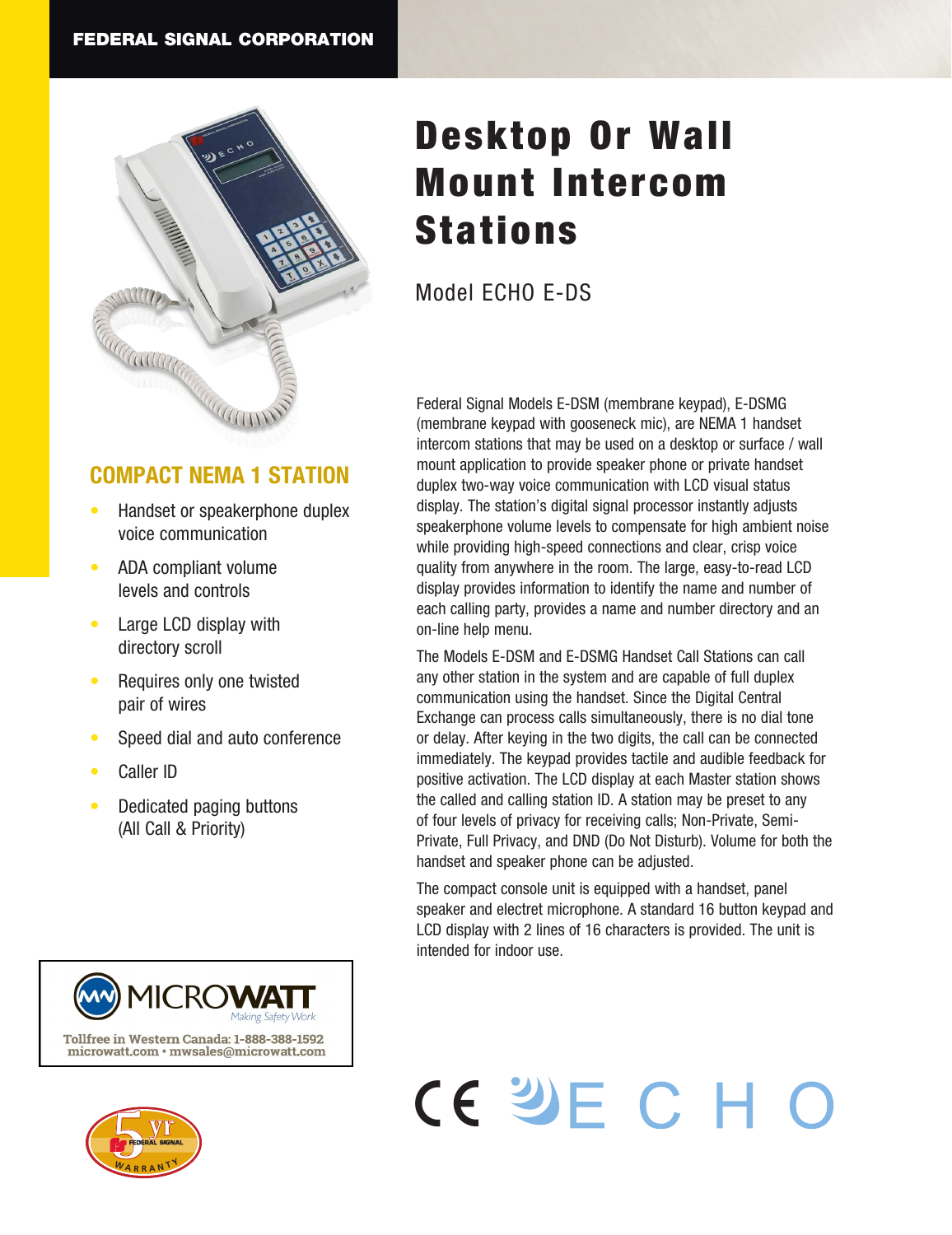FEDERAL SIGNAL CORPORATION

# Desktop Or Wall Mount Intercom Stations

## Model ECHO E-DS

## COMPACT NEMA 1 STATION

- Handset or speakerphone duplex voice communication
- ADA compliant volume levels and controls
- Large LCD display with directory scroll
- Requires only one twisted pair of wires
- Speed dial and auto conference
- Caller ID
- Dedicated paging buttons (All Call & Priority)

Federal Signal Models E-DSM (membrane keypad), E-DSMG (membrane keypad with gooseneck mic), are NEMA 1 handset intercom stations that may be used on a desktop or surface / wall mount application to provide speaker phone or private handset duplex two-way voice communication with LCD visual status display. The station's digital signal processor instantly adjusts speakerphone volume levels to compensate for high ambient noise while providing high-speed connections and clear, crisp voice quality from anywhere in the room. The large, easy-to-read LCD display provides information to identify the name and number of each calling party, provides a name and number directory and an on-line help menu.

The Models E-DSM and E-DSMG Handset Call Stations can call any other station in the system and are capable of full duplex communication using the handset. Since the Digital Central Exchange can process calls simultaneously, there is no dial tone or delay. After keying in the two digits, the call can be connected immediately. The keypad provides tactile and audible feedback for positive activation. The LCD display at each Master station shows the called and calling station ID. A station may be preset to any of four levels of privacy for receiving calls; Non-Private, Semi-Private, Full Privacy, and DND (Do Not Disturb). Volume for both the handset and speaker phone can be adjusted.

The compact console unit is equipped with a handset, panel speaker and electret microphone. A standard 16 button keypad and LCD display with 2 lines of 16 characters is provided. The unit is intended for indoor use.

MICROWATT *Making Safety Work*
Tollfree in Western Canada: 1-888-388-1592
microwatt.com • mwsales@microwatt.com

5 yr FEDERAL SIGNAL WARRANTY

CE ECHO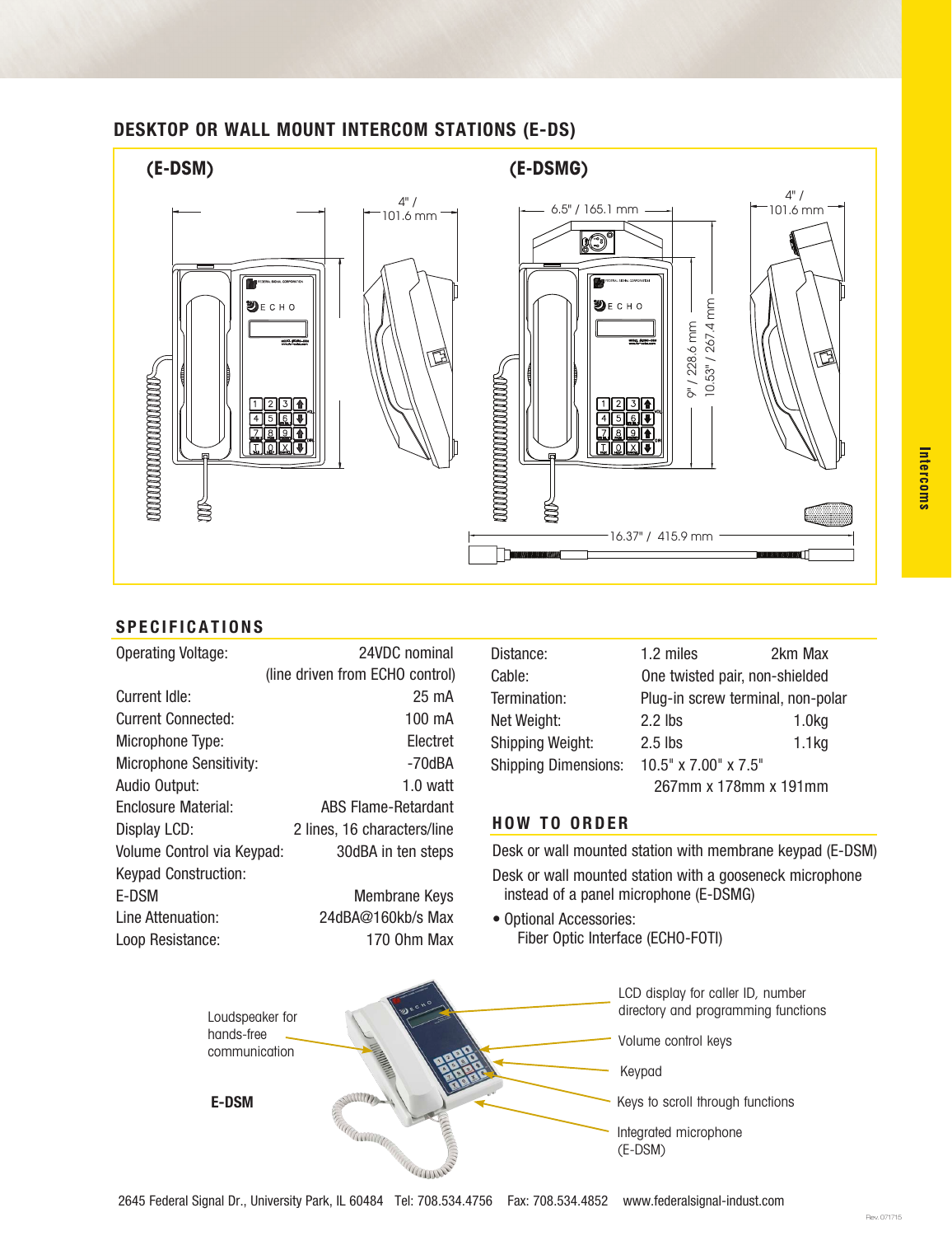## DESKTOP OR WALL MOUNT INTERCOM STATIONS (E-DS)

(E-DSM)

(E-DSMG)

4" / 101.6 mm

6.5" / 165.1 mm

4" / 101.6 mm

9" / 228.6 mm

10.53" / 267.4 mm

16.37" / 415.9 mm

## SPECIFICATIONS

| | |
|---|---|
| Operating Voltage: | 24VDC nominal (line driven from ECHO control) |
| Current Idle: | 25 mA |
| Current Connected: | 100 mA |
| Microphone Type: | Electret |
| Microphone Sensitivity: | -70dBA |
| Audio Output: | 1.0 watt |
| Enclosure Material: | ABS Flame-Retardant |
| Display LCD: | 2 lines, 16 characters/line |
| Volume Control via Keypad: | 30dBA in ten steps |
| Keypad Construction: | |
| E-DSM | Membrane Keys |
| Line Attenuation: | 24dBA@160kb/s Max |
| Loop Resistance: | 170 Ohm Max |

| | | |
|---|---|---|
| Distance: | 1.2 miles | 2km Max |
| Cable: | One twisted pair, non-shielded | |
| Termination: | Plug-in screw terminal, non-polar | |
| Net Weight: | 2.2 lbs | 1.0kg |
| Shipping Weight: | 2.5 lbs | 1.1kg |
| Shipping Dimensions: | 10.5" x 7.00" x 7.5" 267mm x 178mm x 191mm | |

## HOW TO ORDER

Desk or wall mounted station with membrane keypad (E-DSM)

Desk or wall mounted station with a gooseneck microphone instead of a panel microphone (E-DSMG)

- Optional Accessories:
  Fiber Optic Interface (ECHO-FOTI)

Loudspeaker for hands-free communication

**E-DSM**

LCD display for caller ID, number directory and programming functions

Volume control keys

Keypad

Keys to scroll through functions

Integrated microphone (E-DSM)

2645 Federal Signal Dr., University Park, IL 60484 Tel: 708.534.4756 Fax: 708.534.4852 www.federalsignal-indust.com

Rev. 071715